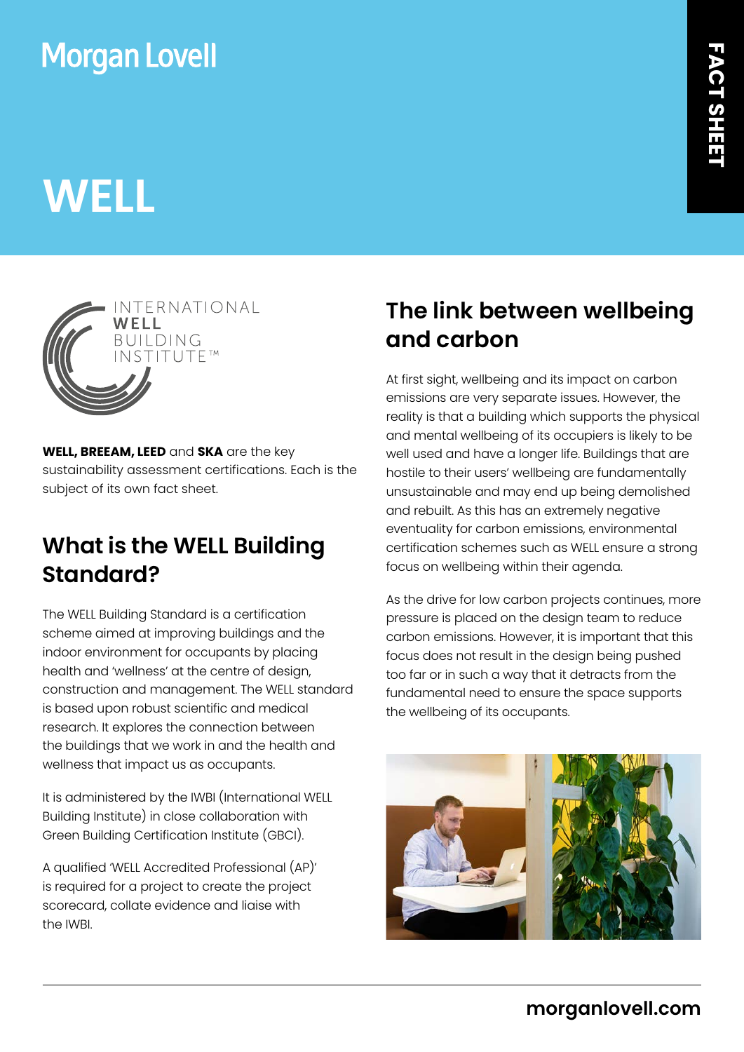Morgan Lovell

FACT SHEET

# WELL

INTERNATIONAL WELL BUILDING INSTITUTE™

**WELL, BREEAM, LEED** and **SKA** are the key sustainability assessment certifications. Each is the subject of its own fact sheet.

## What is the WELL Building Standard?

The WELL Building Standard is a certification scheme aimed at improving buildings and the indoor environment for occupants by placing health and 'wellness' at the centre of design, construction and management. The WELL standard is based upon robust scientific and medical research. It explores the connection between the buildings that we work in and the health and wellness that impact us as occupants.

It is administered by the IWBI (International WELL Building Institute) in close collaboration with Green Building Certification Institute (GBCI).

A qualified 'WELL Accredited Professional (AP)' is required for a project to create the project scorecard, collate evidence and liaise with the IWBI.

## The link between wellbeing and carbon

At first sight, wellbeing and its impact on carbon emissions are very separate issues. However, the reality is that a building which supports the physical and mental wellbeing of its occupiers is likely to be well used and have a longer life. Buildings that are hostile to their users' wellbeing are fundamentally unsustainable and may end up being demolished and rebuilt. As this has an extremely negative eventuality for carbon emissions, environmental certification schemes such as WELL ensure a strong focus on wellbeing within their agenda.

As the drive for low carbon projects continues, more pressure is placed on the design team to reduce carbon emissions. However, it is important that this focus does not result in the design being pushed too far or in such a way that it detracts from the fundamental need to ensure the space supports the wellbeing of its occupants.

morganlovell.com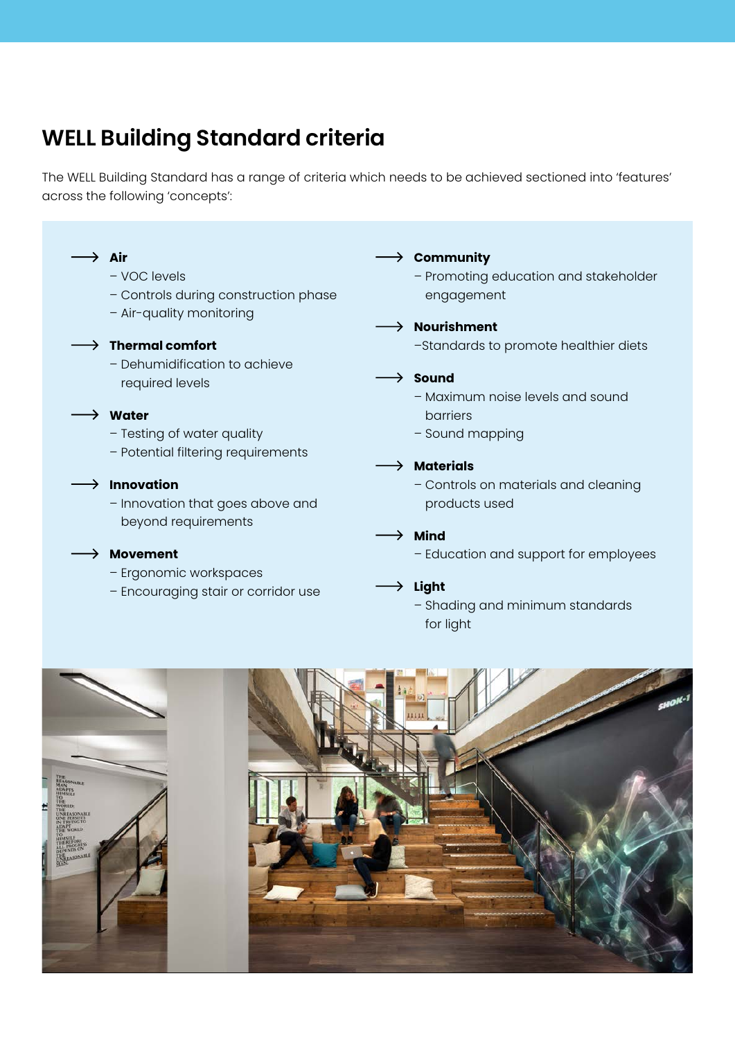## WELL Building Standard criteria

The WELL Building Standard has a range of criteria which needs to be achieved sectioned into 'features' across the following 'concepts':

**Air**
- VOC levels
- Controls during construction phase
- Air-quality monitoring

**Thermal comfort**
- Dehumidification to achieve required levels

**Water**
- Testing of water quality
- Potential filtering requirements

**Innovation**
- Innovation that goes above and beyond requirements

**Movement**
- Ergonomic workspaces
- Encouraging stair or corridor use

**Community**
- Promoting education and stakeholder engagement

**Nourishment**
- Standards to promote healthier diets

**Sound**
- Maximum noise levels and sound barriers
- Sound mapping

**Materials**
- Controls on materials and cleaning products used

**Mind**
- Education and support for employees

**Light**
- Shading and minimum standards for light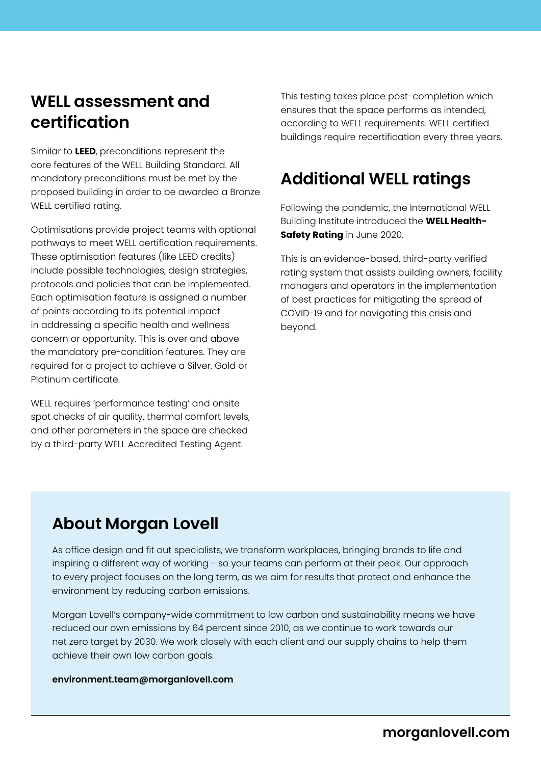## WELL assessment and certification

Similar to **LEED**, preconditions represent the core features of the WELL Building Standard. All mandatory preconditions must be met by the proposed building in order to be awarded a Bronze WELL certified rating.

Optimisations provide project teams with optional pathways to meet WELL certification requirements. These optimisation features (like LEED credits) include possible technologies, design strategies, protocols and policies that can be implemented. Each optimisation feature is assigned a number of points according to its potential impact in addressing a specific health and wellness concern or opportunity. This is over and above the mandatory pre-condition features. They are required for a project to achieve a Silver, Gold or Platinum certificate.

WELL requires 'performance testing' and onsite spot checks of air quality, thermal comfort levels, and other parameters in the space are checked by a third-party WELL Accredited Testing Agent.

This testing takes place post-completion which ensures that the space performs as intended, according to WELL requirements. WELL certified buildings require recertification every three years.

## Additional WELL ratings

Following the pandemic, the International WELL Building Institute introduced the **WELL Health-Safety Rating** in June 2020.

This is an evidence-based, third-party verified rating system that assists building owners, facility managers and operators in the implementation of best practices for mitigating the spread of COVID-19 and for navigating this crisis and beyond.

## About Morgan Lovell

As office design and fit out specialists, we transform workplaces, bringing brands to life and inspiring a different way of working - so your teams can perform at their peak. Our approach to every project focuses on the long term, as we aim for results that protect and enhance the environment by reducing carbon emissions.

Morgan Lovell's company-wide commitment to low carbon and sustainability means we have reduced our own emissions by 64 percent since 2010, as we continue to work towards our net zero target by 2030. We work closely with each client and our supply chains to help them achieve their own low carbon goals.

**environment.team@morganlovell.com**

**morganlovell.com**